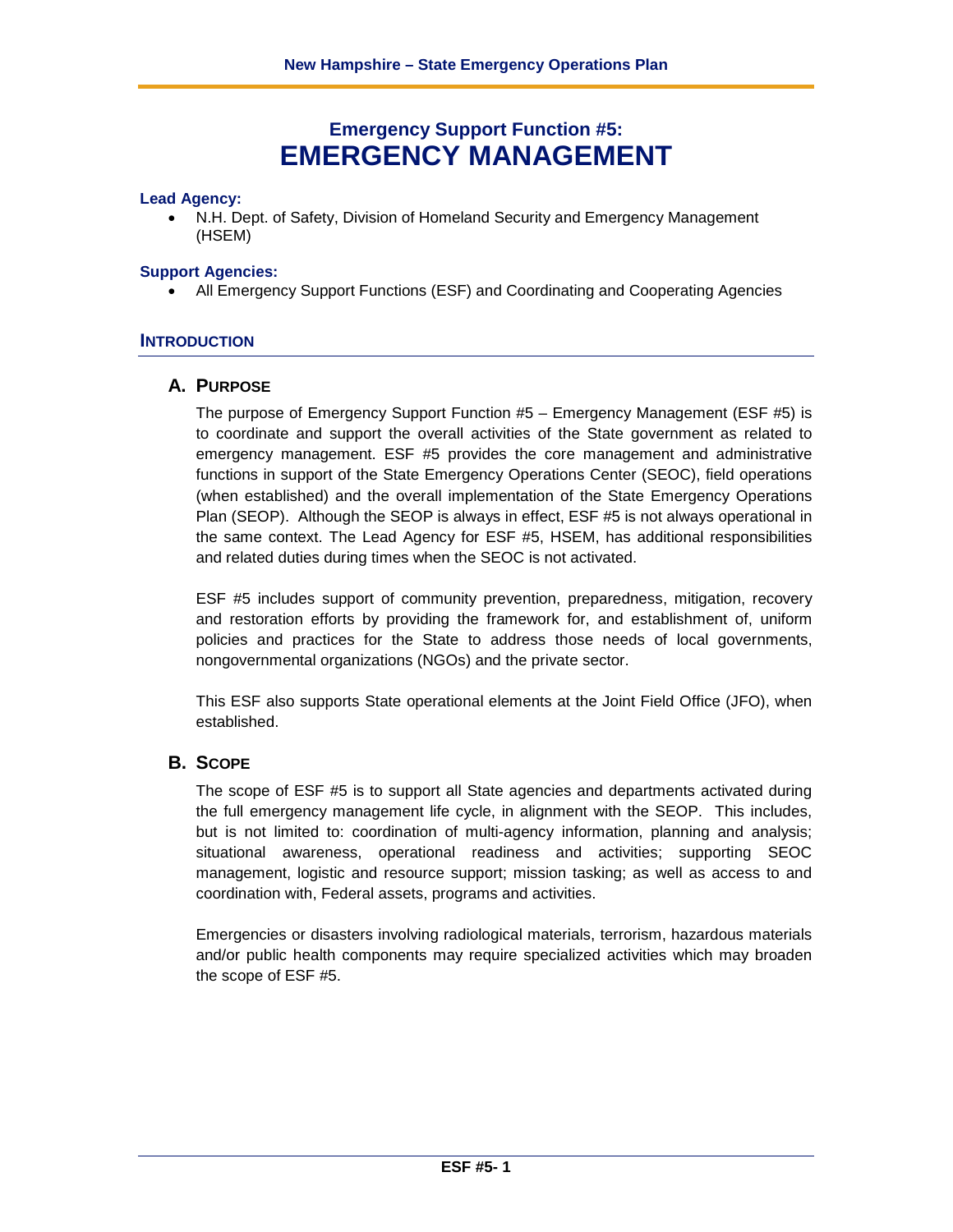# Emergency Support Function #5: EMERGENCY MANAGEMENT

**Lead Agency:**

- N.H. Dept. of Safety, Division of Homeland Security and Emergency Management (HSEM)

**Support Agencies:**

- All Emergency Support Functions (ESF) and Coordinating and Cooperating Agencies

## INTRODUCTION

### A. PURPOSE

The purpose of Emergency Support Function #5 – Emergency Management (ESF #5) is to coordinate and support the overall activities of the State government as related to emergency management. ESF #5 provides the core management and administrative functions in support of the State Emergency Operations Center (SEOC), field operations (when established) and the overall implementation of the State Emergency Operations Plan (SEOP). Although the SEOP is always in effect, ESF #5 is not always operational in the same context. The Lead Agency for ESF #5, HSEM, has additional responsibilities and related duties during times when the SEOC is not activated.

ESF #5 includes support of community prevention, preparedness, mitigation, recovery and restoration efforts by providing the framework for, and establishment of, uniform policies and practices for the State to address those needs of local governments, nongovernmental organizations (NGOs) and the private sector.

This ESF also supports State operational elements at the Joint Field Office (JFO), when established.

### B. SCOPE

The scope of ESF #5 is to support all State agencies and departments activated during the full emergency management life cycle, in alignment with the SEOP. This includes, but is not limited to: coordination of multi-agency information, planning and analysis; situational awareness, operational readiness and activities; supporting SEOC management, logistic and resource support; mission tasking; as well as access to and coordination with, Federal assets, programs and activities.

Emergencies or disasters involving radiological materials, terrorism, hazardous materials and/or public health components may require specialized activities which may broaden the scope of ESF #5.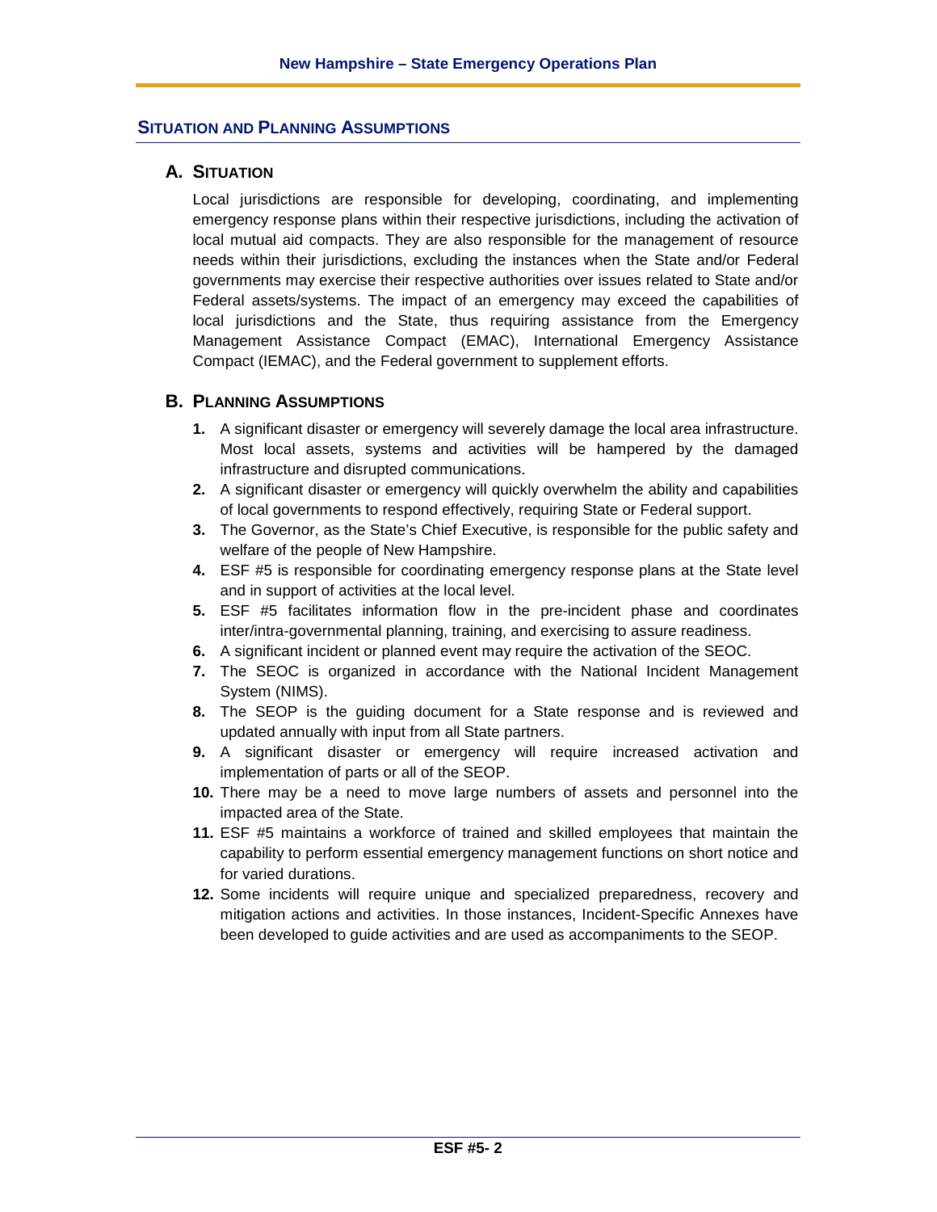## Situation and Planning Assumptions

### A. Situation

Local jurisdictions are responsible for developing, coordinating, and implementing emergency response plans within their respective jurisdictions, including the activation of local mutual aid compacts. They are also responsible for the management of resource needs within their jurisdictions, excluding the instances when the State and/or Federal governments may exercise their respective authorities over issues related to State and/or Federal assets/systems. The impact of an emergency may exceed the capabilities of local jurisdictions and the State, thus requiring assistance from the Emergency Management Assistance Compact (EMAC), International Emergency Assistance Compact (IEMAC), and the Federal government to supplement efforts.

### B. Planning Assumptions

1. A significant disaster or emergency will severely damage the local area infrastructure. Most local assets, systems and activities will be hampered by the damaged infrastructure and disrupted communications.
2. A significant disaster or emergency will quickly overwhelm the ability and capabilities of local governments to respond effectively, requiring State or Federal support.
3. The Governor, as the State's Chief Executive, is responsible for the public safety and welfare of the people of New Hampshire.
4. ESF #5 is responsible for coordinating emergency response plans at the State level and in support of activities at the local level.
5. ESF #5 facilitates information flow in the pre-incident phase and coordinates inter/intra-governmental planning, training, and exercising to assure readiness.
6. A significant incident or planned event may require the activation of the SEOC.
7. The SEOC is organized in accordance with the National Incident Management System (NIMS).
8. The SEOP is the guiding document for a State response and is reviewed and updated annually with input from all State partners.
9. A significant disaster or emergency will require increased activation and implementation of parts or all of the SEOP.
10. There may be a need to move large numbers of assets and personnel into the impacted area of the State.
11. ESF #5 maintains a workforce of trained and skilled employees that maintain the capability to perform essential emergency management functions on short notice and for varied durations.
12. Some incidents will require unique and specialized preparedness, recovery and mitigation actions and activities. In those instances, Incident-Specific Annexes have been developed to guide activities and are used as accompaniments to the SEOP.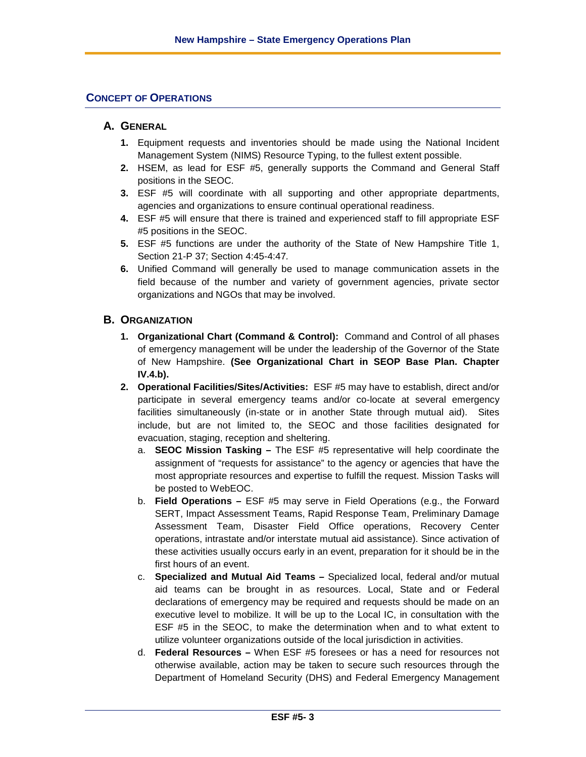## CONCEPT OF OPERATIONS

### A. GENERAL

1. Equipment requests and inventories should be made using the National Incident Management System (NIMS) Resource Typing, to the fullest extent possible.
2. HSEM, as lead for ESF #5, generally supports the Command and General Staff positions in the SEOC.
3. ESF #5 will coordinate with all supporting and other appropriate departments, agencies and organizations to ensure continual operational readiness.
4. ESF #5 will ensure that there is trained and experienced staff to fill appropriate ESF #5 positions in the SEOC.
5. ESF #5 functions are under the authority of the State of New Hampshire Title 1, Section 21-P 37; Section 4:45-4:47.
6. Unified Command will generally be used to manage communication assets in the field because of the number and variety of government agencies, private sector organizations and NGOs that may be involved.

### B. ORGANIZATION

1. **Organizational Chart (Command & Control):** Command and Control of all phases of emergency management will be under the leadership of the Governor of the State of New Hampshire. **(See Organizational Chart in SEOP Base Plan. Chapter IV.4.b).**
2. **Operational Facilities/Sites/Activities:** ESF #5 may have to establish, direct and/or participate in several emergency teams and/or co-locate at several emergency facilities simultaneously (in-state or in another State through mutual aid). Sites include, but are not limited to, the SEOC and those facilities designated for evacuation, staging, reception and sheltering.
   a. **SEOC Mission Tasking –** The ESF #5 representative will help coordinate the assignment of "requests for assistance" to the agency or agencies that have the most appropriate resources and expertise to fulfill the request. Mission Tasks will be posted to WebEOC.
   b. **Field Operations –** ESF #5 may serve in Field Operations (e.g., the Forward SERT, Impact Assessment Teams, Rapid Response Team, Preliminary Damage Assessment Team, Disaster Field Office operations, Recovery Center operations, intrastate and/or interstate mutual aid assistance). Since activation of these activities usually occurs early in an event, preparation for it should be in the first hours of an event.
   c. **Specialized and Mutual Aid Teams –** Specialized local, federal and/or mutual aid teams can be brought in as resources. Local, State and or Federal declarations of emergency may be required and requests should be made on an executive level to mobilize. It will be up to the Local IC, in consultation with the ESF #5 in the SEOC, to make the determination when and to what extent to utilize volunteer organizations outside of the local jurisdiction in activities.
   d. **Federal Resources –** When ESF #5 foresees or has a need for resources not otherwise available, action may be taken to secure such resources through the Department of Homeland Security (DHS) and Federal Emergency Management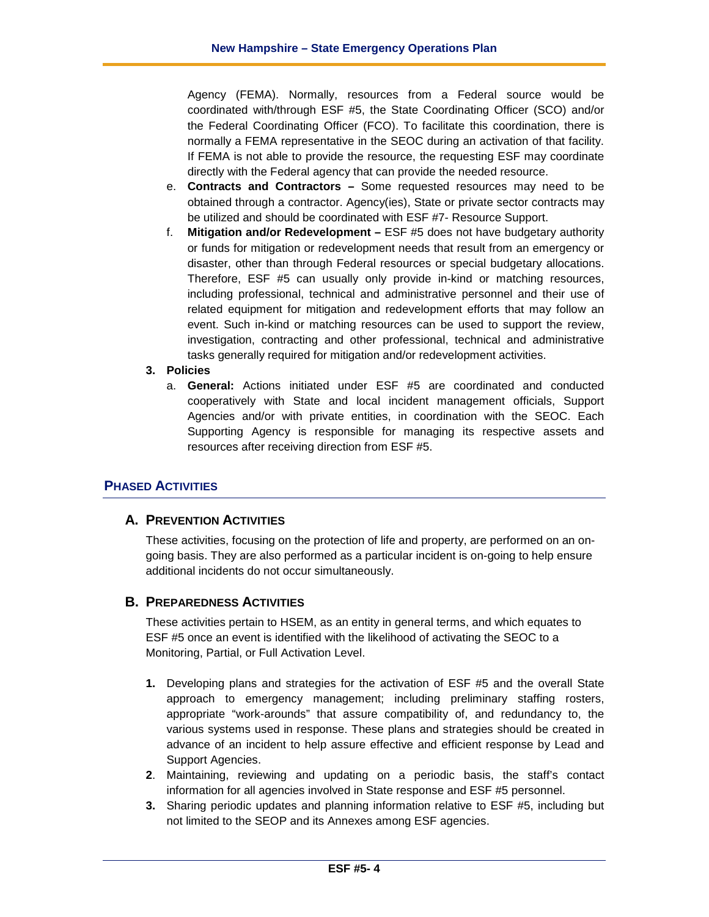Agency (FEMA). Normally, resources from a Federal source would be coordinated with/through ESF #5, the State Coordinating Officer (SCO) and/or the Federal Coordinating Officer (FCO). To facilitate this coordination, there is normally a FEMA representative in the SEOC during an activation of that facility. If FEMA is not able to provide the resource, the requesting ESF may coordinate directly with the Federal agency that can provide the needed resource.

e. **Contracts and Contractors –** Some requested resources may need to be obtained through a contractor. Agency(ies), State or private sector contracts may be utilized and should be coordinated with ESF #7- Resource Support.

f. **Mitigation and/or Redevelopment –** ESF #5 does not have budgetary authority or funds for mitigation or redevelopment needs that result from an emergency or disaster, other than through Federal resources or special budgetary allocations. Therefore, ESF #5 can usually only provide in-kind or matching resources, including professional, technical and administrative personnel and their use of related equipment for mitigation and redevelopment efforts that may follow an event. Such in-kind or matching resources can be used to support the review, investigation, contracting and other professional, technical and administrative tasks generally required for mitigation and/or redevelopment activities.

**3. Policies**

a. **General:** Actions initiated under ESF #5 are coordinated and conducted cooperatively with State and local incident management officials, Support Agencies and/or with private entities, in coordination with the SEOC. Each Supporting Agency is responsible for managing its respective assets and resources after receiving direction from ESF #5.

## PHASED ACTIVITIES

### A. PREVENTION ACTIVITIES

These activities, focusing on the protection of life and property, are performed on an on-going basis. They are also performed as a particular incident is on-going to help ensure additional incidents do not occur simultaneously.

### B. PREPAREDNESS ACTIVITIES

These activities pertain to HSEM, as an entity in general terms, and which equates to ESF #5 once an event is identified with the likelihood of activating the SEOC to a Monitoring, Partial, or Full Activation Level.

1. Developing plans and strategies for the activation of ESF #5 and the overall State approach to emergency management; including preliminary staffing rosters, appropriate "work-arounds" that assure compatibility of, and redundancy to, the various systems used in response. These plans and strategies should be created in advance of an incident to help assure effective and efficient response by Lead and Support Agencies.
2. Maintaining, reviewing and updating on a periodic basis, the staff's contact information for all agencies involved in State response and ESF #5 personnel.
3. Sharing periodic updates and planning information relative to ESF #5, including but not limited to the SEOP and its Annexes among ESF agencies.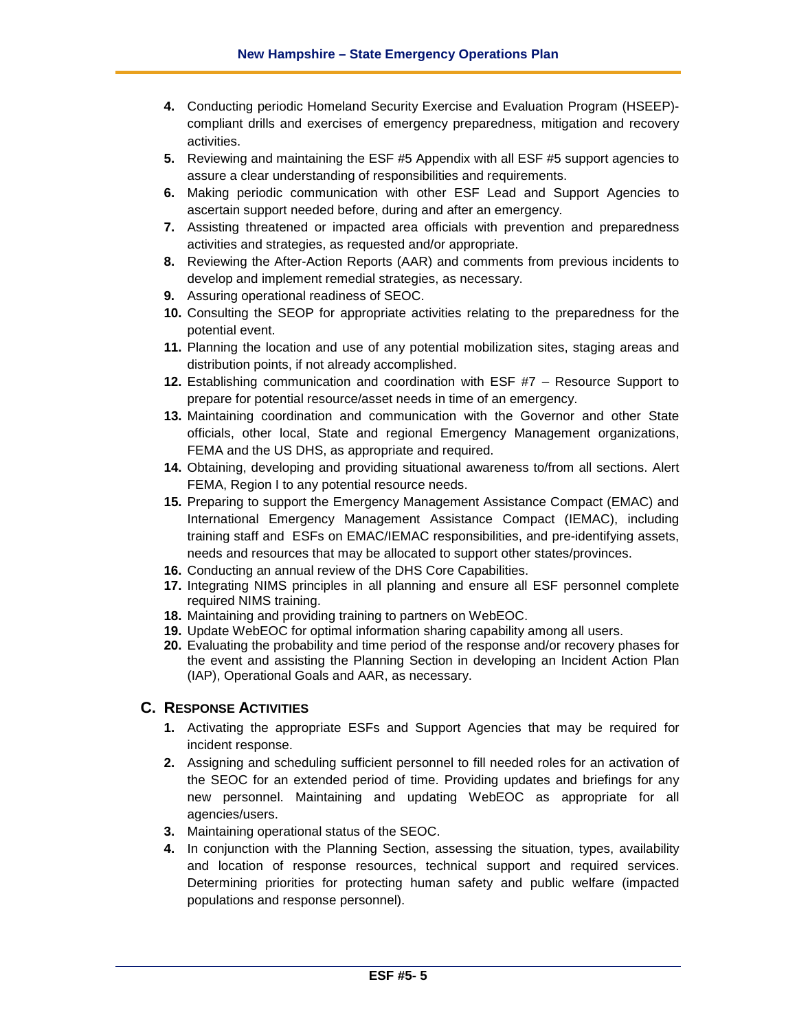4. Conducting periodic Homeland Security Exercise and Evaluation Program (HSEEP)-compliant drills and exercises of emergency preparedness, mitigation and recovery activities.
5. Reviewing and maintaining the ESF #5 Appendix with all ESF #5 support agencies to assure a clear understanding of responsibilities and requirements.
6. Making periodic communication with other ESF Lead and Support Agencies to ascertain support needed before, during and after an emergency.
7. Assisting threatened or impacted area officials with prevention and preparedness activities and strategies, as requested and/or appropriate.
8. Reviewing the After-Action Reports (AAR) and comments from previous incidents to develop and implement remedial strategies, as necessary.
9. Assuring operational readiness of SEOC.
10. Consulting the SEOP for appropriate activities relating to the preparedness for the potential event.
11. Planning the location and use of any potential mobilization sites, staging areas and distribution points, if not already accomplished.
12. Establishing communication and coordination with ESF #7 – Resource Support to prepare for potential resource/asset needs in time of an emergency.
13. Maintaining coordination and communication with the Governor and other State officials, other local, State and regional Emergency Management organizations, FEMA and the US DHS, as appropriate and required.
14. Obtaining, developing and providing situational awareness to/from all sections. Alert FEMA, Region I to any potential resource needs.
15. Preparing to support the Emergency Management Assistance Compact (EMAC) and International Emergency Management Assistance Compact (IEMAC), including training staff and ESFs on EMAC/IEMAC responsibilities, and pre-identifying assets, needs and resources that may be allocated to support other states/provinces.
16. Conducting an annual review of the DHS Core Capabilities.
17. Integrating NIMS principles in all planning and ensure all ESF personnel complete required NIMS training.
18. Maintaining and providing training to partners on WebEOC.
19. Update WebEOC for optimal information sharing capability among all users.
20. Evaluating the probability and time period of the response and/or recovery phases for the event and assisting the Planning Section in developing an Incident Action Plan (IAP), Operational Goals and AAR, as necessary.

## C. Response Activities

1. Activating the appropriate ESFs and Support Agencies that may be required for incident response.
2. Assigning and scheduling sufficient personnel to fill needed roles for an activation of the SEOC for an extended period of time. Providing updates and briefings for any new personnel. Maintaining and updating WebEOC as appropriate for all agencies/users.
3. Maintaining operational status of the SEOC.
4. In conjunction with the Planning Section, assessing the situation, types, availability and location of response resources, technical support and required services. Determining priorities for protecting human safety and public welfare (impacted populations and response personnel).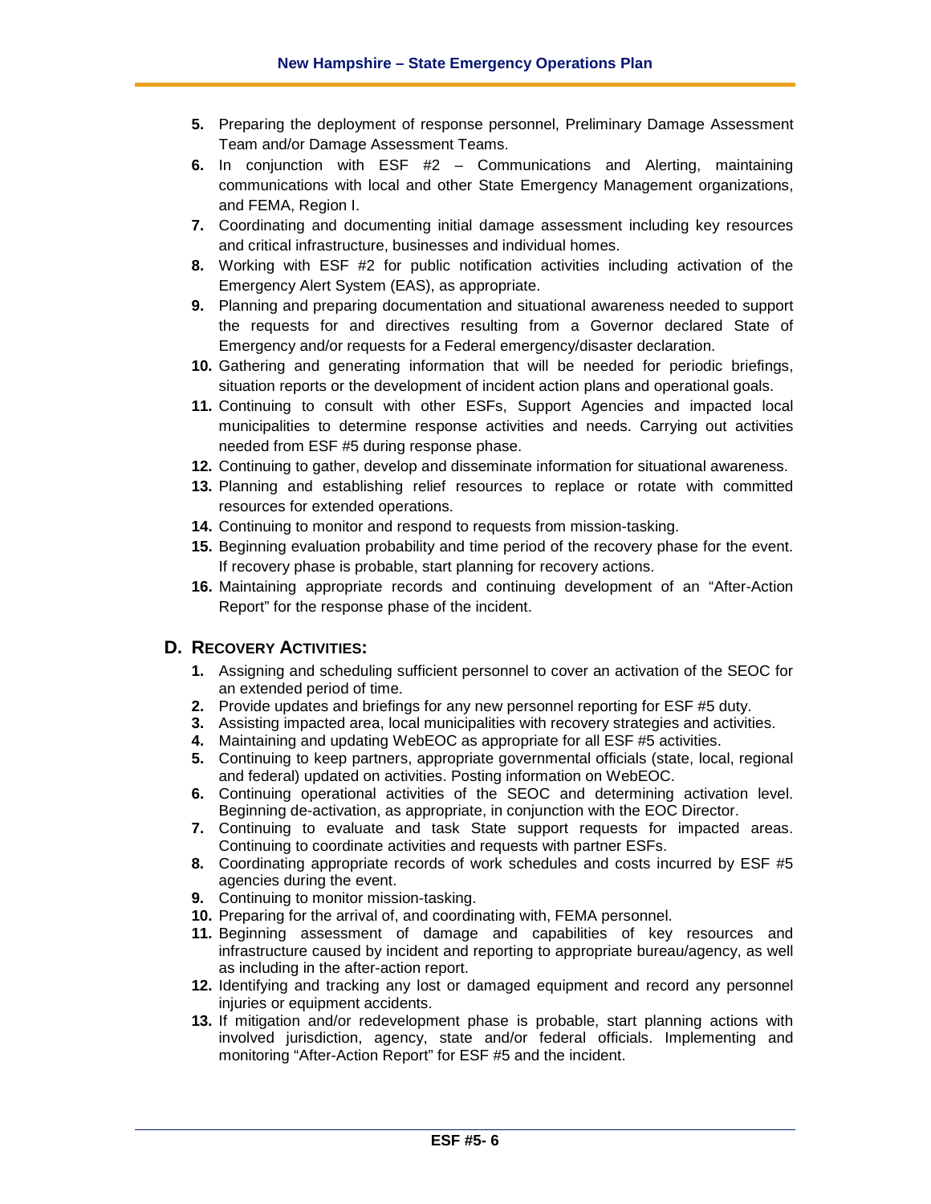5. Preparing the deployment of response personnel, Preliminary Damage Assessment Team and/or Damage Assessment Teams.
6. In conjunction with ESF #2 – Communications and Alerting, maintaining communications with local and other State Emergency Management organizations, and FEMA, Region I.
7. Coordinating and documenting initial damage assessment including key resources and critical infrastructure, businesses and individual homes.
8. Working with ESF #2 for public notification activities including activation of the Emergency Alert System (EAS), as appropriate.
9. Planning and preparing documentation and situational awareness needed to support the requests for and directives resulting from a Governor declared State of Emergency and/or requests for a Federal emergency/disaster declaration.
10. Gathering and generating information that will be needed for periodic briefings, situation reports or the development of incident action plans and operational goals.
11. Continuing to consult with other ESFs, Support Agencies and impacted local municipalities to determine response activities and needs. Carrying out activities needed from ESF #5 during response phase.
12. Continuing to gather, develop and disseminate information for situational awareness.
13. Planning and establishing relief resources to replace or rotate with committed resources for extended operations.
14. Continuing to monitor and respond to requests from mission-tasking.
15. Beginning evaluation probability and time period of the recovery phase for the event. If recovery phase is probable, start planning for recovery actions.
16. Maintaining appropriate records and continuing development of an "After-Action Report" for the response phase of the incident.

## D. Recovery Activities:

1. Assigning and scheduling sufficient personnel to cover an activation of the SEOC for an extended period of time.
2. Provide updates and briefings for any new personnel reporting for ESF #5 duty.
3. Assisting impacted area, local municipalities with recovery strategies and activities.
4. Maintaining and updating WebEOC as appropriate for all ESF #5 activities.
5. Continuing to keep partners, appropriate governmental officials (state, local, regional and federal) updated on activities. Posting information on WebEOC.
6. Continuing operational activities of the SEOC and determining activation level. Beginning de-activation, as appropriate, in conjunction with the EOC Director.
7. Continuing to evaluate and task State support requests for impacted areas. Continuing to coordinate activities and requests with partner ESFs.
8. Coordinating appropriate records of work schedules and costs incurred by ESF #5 agencies during the event.
9. Continuing to monitor mission-tasking.
10. Preparing for the arrival of, and coordinating with, FEMA personnel.
11. Beginning assessment of damage and capabilities of key resources and infrastructure caused by incident and reporting to appropriate bureau/agency, as well as including in the after-action report.
12. Identifying and tracking any lost or damaged equipment and record any personnel injuries or equipment accidents.
13. If mitigation and/or redevelopment phase is probable, start planning actions with involved jurisdiction, agency, state and/or federal officials. Implementing and monitoring "After-Action Report" for ESF #5 and the incident.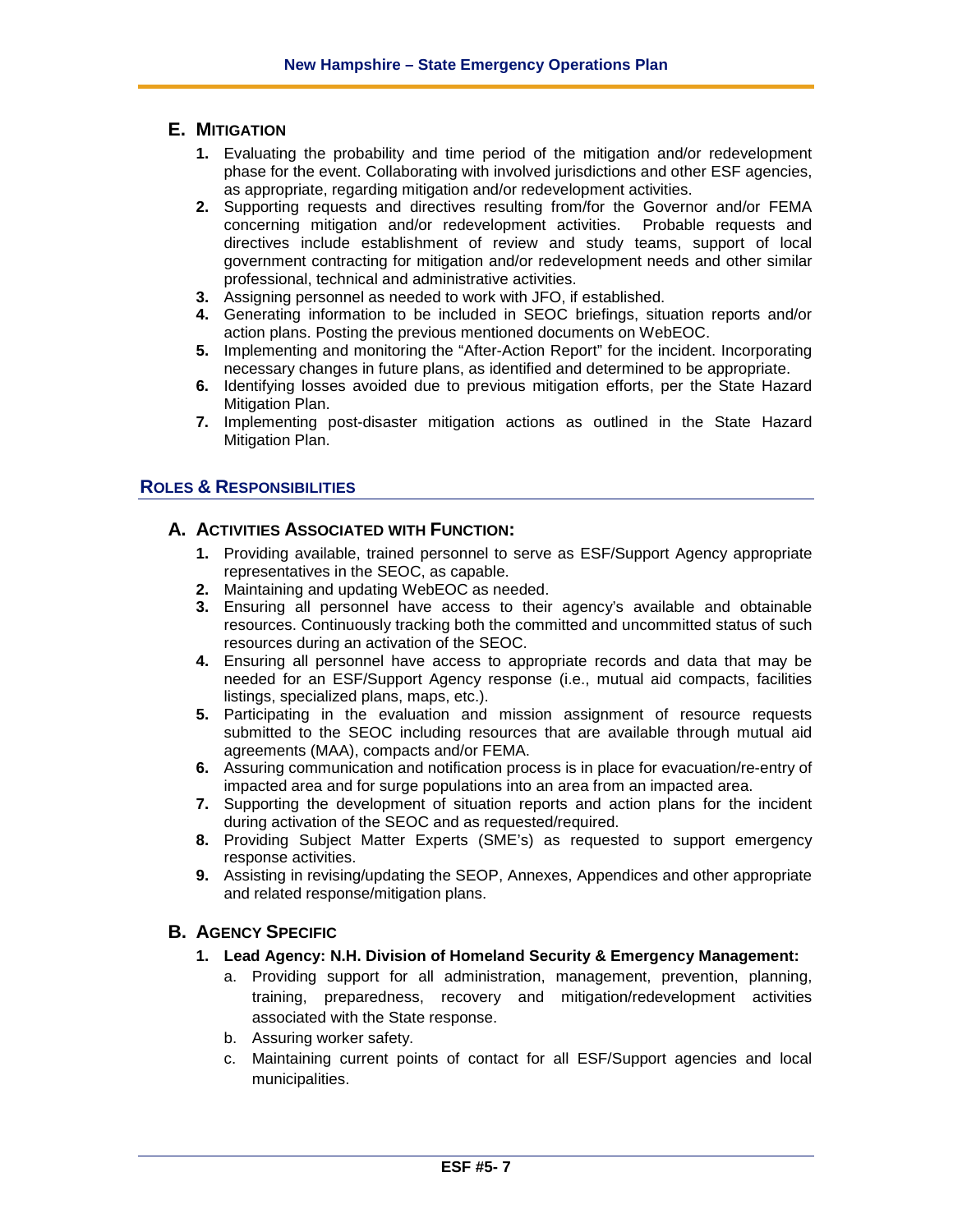### E. Mitigation

1. Evaluating the probability and time period of the mitigation and/or redevelopment phase for the event. Collaborating with involved jurisdictions and other ESF agencies, as appropriate, regarding mitigation and/or redevelopment activities.
2. Supporting requests and directives resulting from/for the Governor and/or FEMA concerning mitigation and/or redevelopment activities. Probable requests and directives include establishment of review and study teams, support of local government contracting for mitigation and/or redevelopment needs and other similar professional, technical and administrative activities.
3. Assigning personnel as needed to work with JFO, if established.
4. Generating information to be included in SEOC briefings, situation reports and/or action plans. Posting the previous mentioned documents on WebEOC.
5. Implementing and monitoring the "After-Action Report" for the incident. Incorporating necessary changes in future plans, as identified and determined to be appropriate.
6. Identifying losses avoided due to previous mitigation efforts, per the State Hazard Mitigation Plan.
7. Implementing post-disaster mitigation actions as outlined in the State Hazard Mitigation Plan.

## Roles & Responsibilities

### A. Activities Associated with Function:

1. Providing available, trained personnel to serve as ESF/Support Agency appropriate representatives in the SEOC, as capable.
2. Maintaining and updating WebEOC as needed.
3. Ensuring all personnel have access to their agency's available and obtainable resources. Continuously tracking both the committed and uncommitted status of such resources during an activation of the SEOC.
4. Ensuring all personnel have access to appropriate records and data that may be needed for an ESF/Support Agency response (i.e., mutual aid compacts, facilities listings, specialized plans, maps, etc.).
5. Participating in the evaluation and mission assignment of resource requests submitted to the SEOC including resources that are available through mutual aid agreements (MAA), compacts and/or FEMA.
6. Assuring communication and notification process is in place for evacuation/re-entry of impacted area and for surge populations into an area from an impacted area.
7. Supporting the development of situation reports and action plans for the incident during activation of the SEOC and as requested/required.
8. Providing Subject Matter Experts (SME's) as requested to support emergency response activities.
9. Assisting in revising/updating the SEOP, Annexes, Appendices and other appropriate and related response/mitigation plans.

### B. Agency Specific

1. **Lead Agency: N.H. Division of Homeland Security & Emergency Management:**
   a. Providing support for all administration, management, prevention, planning, training, preparedness, recovery and mitigation/redevelopment activities associated with the State response.
   b. Assuring worker safety.
   c. Maintaining current points of contact for all ESF/Support agencies and local municipalities.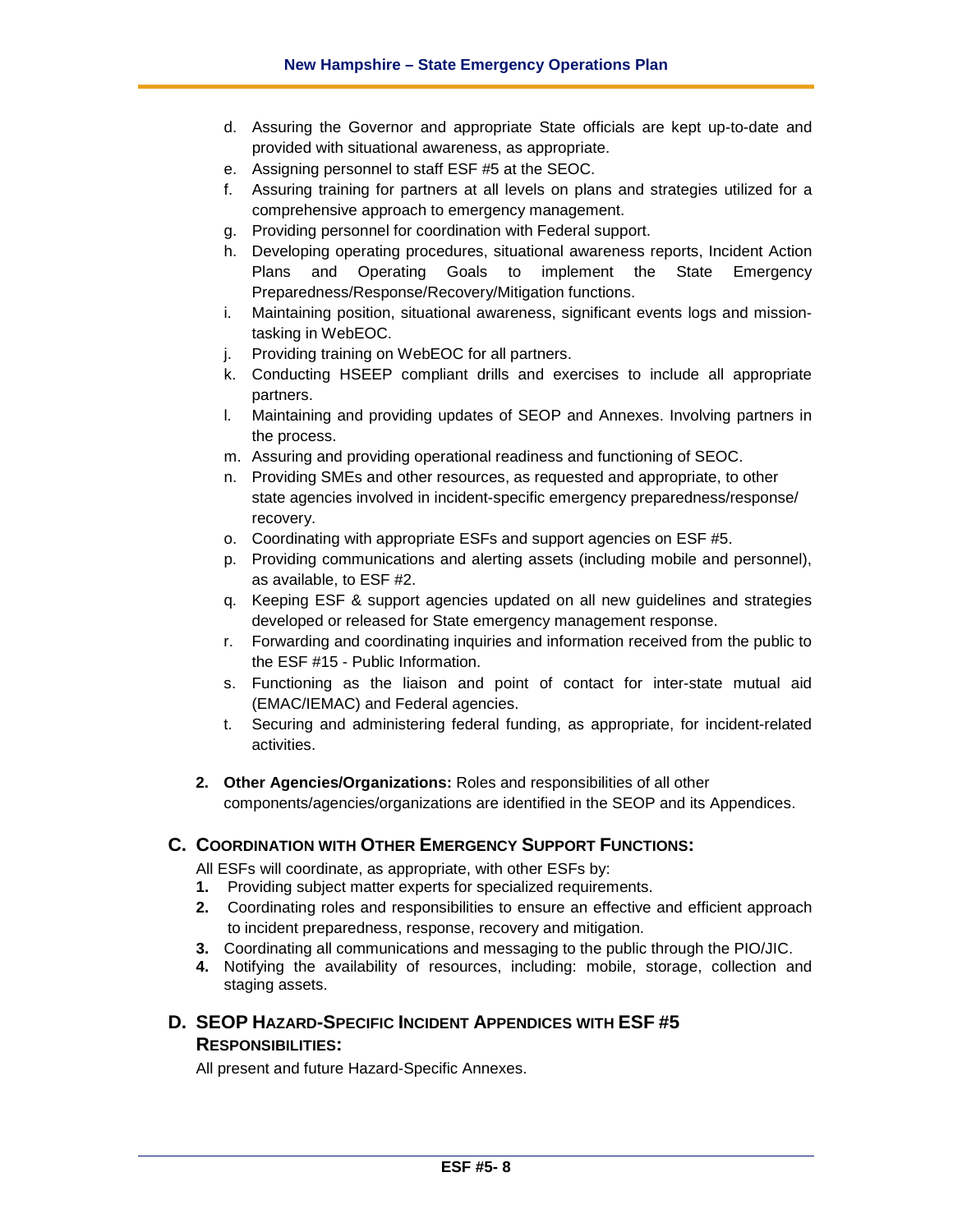d. Assuring the Governor and appropriate State officials are kept up-to-date and provided with situational awareness, as appropriate.
e. Assigning personnel to staff ESF #5 at the SEOC.
f. Assuring training for partners at all levels on plans and strategies utilized for a comprehensive approach to emergency management.
g. Providing personnel for coordination with Federal support.
h. Developing operating procedures, situational awareness reports, Incident Action Plans and Operating Goals to implement the State Emergency Preparedness/Response/Recovery/Mitigation functions.
i. Maintaining position, situational awareness, significant events logs and mission-tasking in WebEOC.
j. Providing training on WebEOC for all partners.
k. Conducting HSEEP compliant drills and exercises to include all appropriate partners.
l. Maintaining and providing updates of SEOP and Annexes. Involving partners in the process.
m. Assuring and providing operational readiness and functioning of SEOC.
n. Providing SMEs and other resources, as requested and appropriate, to other state agencies involved in incident-specific emergency preparedness/response/ recovery.
o. Coordinating with appropriate ESFs and support agencies on ESF #5.
p. Providing communications and alerting assets (including mobile and personnel), as available, to ESF #2.
q. Keeping ESF & support agencies updated on all new guidelines and strategies developed or released for State emergency management response.
r. Forwarding and coordinating inquiries and information received from the public to the ESF #15 - Public Information.
s. Functioning as the liaison and point of contact for inter-state mutual aid (EMAC/IEMAC) and Federal agencies.
t. Securing and administering federal funding, as appropriate, for incident-related activities.

2. **Other Agencies/Organizations:** Roles and responsibilities of all other components/agencies/organizations are identified in the SEOP and its Appendices.

## C. Coordination with Other Emergency Support Functions:

All ESFs will coordinate, as appropriate, with other ESFs by:

1. Providing subject matter experts for specialized requirements.
2. Coordinating roles and responsibilities to ensure an effective and efficient approach to incident preparedness, response, recovery and mitigation.
3. Coordinating all communications and messaging to the public through the PIO/JIC.
4. Notifying the availability of resources, including: mobile, storage, collection and staging assets.

## D. SEOP Hazard-Specific Incident Appendices with ESF #5 Responsibilities:

All present and future Hazard-Specific Annexes.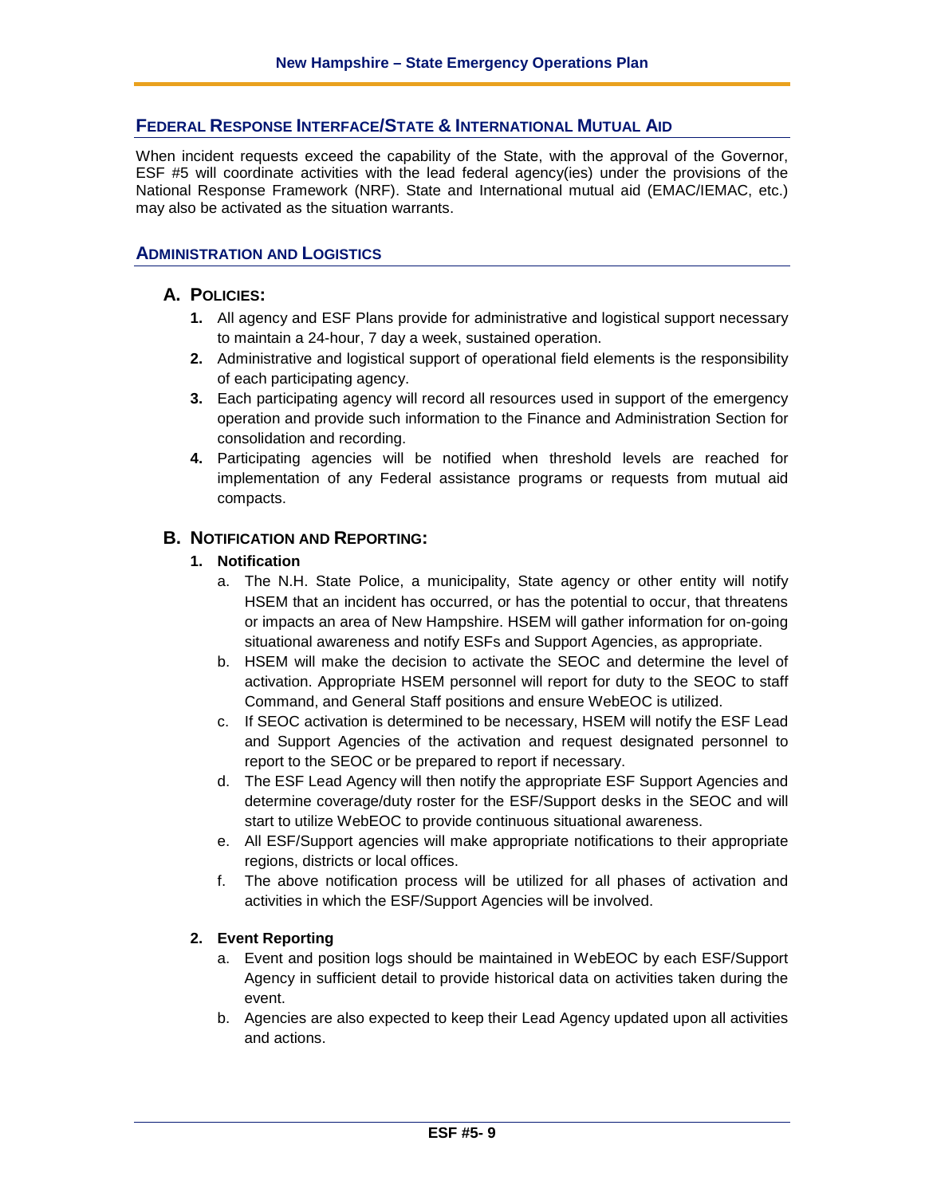## Federal Response Interface/State & International Mutual Aid

When incident requests exceed the capability of the State, with the approval of the Governor, ESF #5 will coordinate activities with the lead federal agency(ies) under the provisions of the National Response Framework (NRF). State and International mutual aid (EMAC/IEMAC, etc.) may also be activated as the situation warrants.

## Administration and Logistics

### A. Policies:

1. All agency and ESF Plans provide for administrative and logistical support necessary to maintain a 24-hour, 7 day a week, sustained operation.
2. Administrative and logistical support of operational field elements is the responsibility of each participating agency.
3. Each participating agency will record all resources used in support of the emergency operation and provide such information to the Finance and Administration Section for consolidation and recording.
4. Participating agencies will be notified when threshold levels are reached for implementation of any Federal assistance programs or requests from mutual aid compacts.

### B. Notification and Reporting:

**1. Notification**

a. The N.H. State Police, a municipality, State agency or other entity will notify HSEM that an incident has occurred, or has the potential to occur, that threatens or impacts an area of New Hampshire. HSEM will gather information for on-going situational awareness and notify ESFs and Support Agencies, as appropriate.

b. HSEM will make the decision to activate the SEOC and determine the level of activation. Appropriate HSEM personnel will report for duty to the SEOC to staff Command, and General Staff positions and ensure WebEOC is utilized.

c. If SEOC activation is determined to be necessary, HSEM will notify the ESF Lead and Support Agencies of the activation and request designated personnel to report to the SEOC or be prepared to report if necessary.

d. The ESF Lead Agency will then notify the appropriate ESF Support Agencies and determine coverage/duty roster for the ESF/Support desks in the SEOC and will start to utilize WebEOC to provide continuous situational awareness.

e. All ESF/Support agencies will make appropriate notifications to their appropriate regions, districts or local offices.

f. The above notification process will be utilized for all phases of activation and activities in which the ESF/Support Agencies will be involved.

**2. Event Reporting**

a. Event and position logs should be maintained in WebEOC by each ESF/Support Agency in sufficient detail to provide historical data on activities taken during the event.

b. Agencies are also expected to keep their Lead Agency updated upon all activities and actions.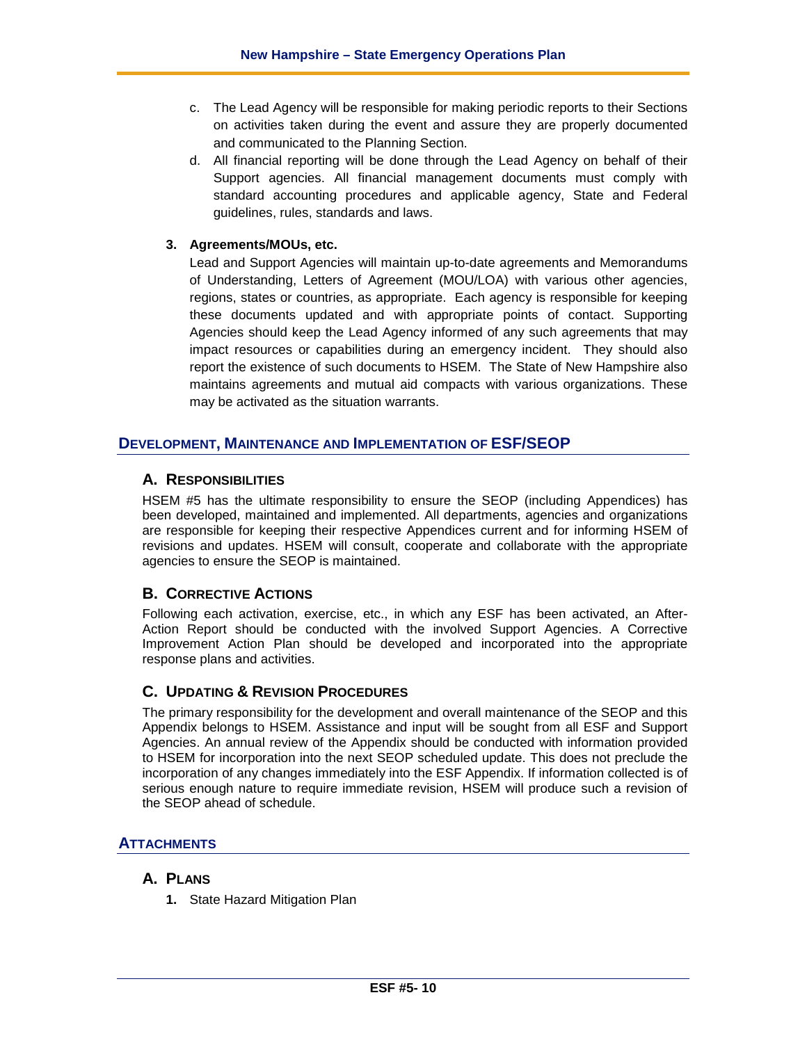c. The Lead Agency will be responsible for making periodic reports to their Sections on activities taken during the event and assure they are properly documented and communicated to the Planning Section.

d. All financial reporting will be done through the Lead Agency on behalf of their Support agencies. All financial management documents must comply with standard accounting procedures and applicable agency, State and Federal guidelines, rules, standards and laws.

**3. Agreements/MOUs, etc.**

Lead and Support Agencies will maintain up-to-date agreements and Memorandums of Understanding, Letters of Agreement (MOU/LOA) with various other agencies, regions, states or countries, as appropriate. Each agency is responsible for keeping these documents updated and with appropriate points of contact. Supporting Agencies should keep the Lead Agency informed of any such agreements that may impact resources or capabilities during an emergency incident. They should also report the existence of such documents to HSEM. The State of New Hampshire also maintains agreements and mutual aid compacts with various organizations. These may be activated as the situation warrants.

## DEVELOPMENT, MAINTENANCE AND IMPLEMENTATION OF ESF/SEOP

### A. RESPONSIBILITIES

HSEM #5 has the ultimate responsibility to ensure the SEOP (including Appendices) has been developed, maintained and implemented. All departments, agencies and organizations are responsible for keeping their respective Appendices current and for informing HSEM of revisions and updates. HSEM will consult, cooperate and collaborate with the appropriate agencies to ensure the SEOP is maintained.

### B. CORRECTIVE ACTIONS

Following each activation, exercise, etc., in which any ESF has been activated, an After-Action Report should be conducted with the involved Support Agencies. A Corrective Improvement Action Plan should be developed and incorporated into the appropriate response plans and activities.

### C. UPDATING & REVISION PROCEDURES

The primary responsibility for the development and overall maintenance of the SEOP and this Appendix belongs to HSEM. Assistance and input will be sought from all ESF and Support Agencies. An annual review of the Appendix should be conducted with information provided to HSEM for incorporation into the next SEOP scheduled update. This does not preclude the incorporation of any changes immediately into the ESF Appendix. If information collected is of serious enough nature to require immediate revision, HSEM will produce such a revision of the SEOP ahead of schedule.

## ATTACHMENTS

### A. PLANS

1. State Hazard Mitigation Plan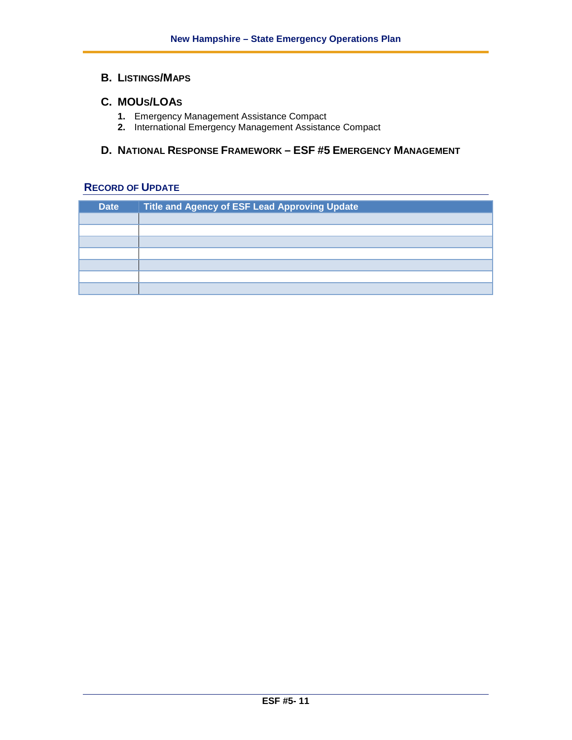## B. Listings/Maps

## C. MOUs/LOAs

1. Emergency Management Assistance Compact
2. International Emergency Management Assistance Compact

## D. National Response Framework – ESF #5 Emergency Management

## Record of Update

| Date | Title and Agency of ESF Lead Approving Update |
|---|---|
| | |
| | |
| | |
| | |
| | |
| | |
| | |